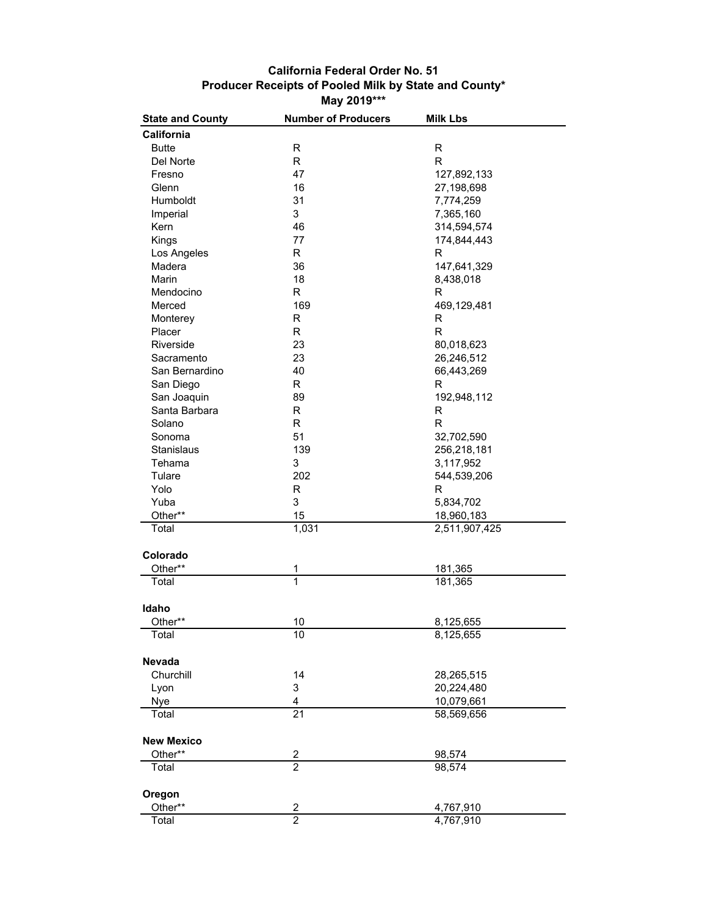**California Federal Order No. 51**

**Producer Receipts of Pooled Milk by State and County***

**May 2019*****

| State and County | Number of Producers | Milk Lbs |
|---|---|---|
| **California** | | |
| Butte | R | R |
| Del Norte | R | R |
| Fresno | 47 | 127,892,133 |
| Glenn | 16 | 27,198,698 |
| Humboldt | 31 | 7,774,259 |
| Imperial | 3 | 7,365,160 |
| Kern | 46 | 314,594,574 |
| Kings | 77 | 174,844,443 |
| Los Angeles | R | R |
| Madera | 36 | 147,641,329 |
| Marin | 18 | 8,438,018 |
| Mendocino | R | R |
| Merced | 169 | 469,129,481 |
| Monterey | R | R |
| Placer | R | R |
| Riverside | 23 | 80,018,623 |
| Sacramento | 23 | 26,246,512 |
| San Bernardino | 40 | 66,443,269 |
| San Diego | R | R |
| San Joaquin | 89 | 192,948,112 |
| Santa Barbara | R | R |
| Solano | R | R |
| Sonoma | 51 | 32,702,590 |
| Stanislaus | 139 | 256,218,181 |
| Tehama | 3 | 3,117,952 |
| Tulare | 202 | 544,539,206 |
| Yolo | R | R |
| Yuba | 3 | 5,834,702 |
| Other** | 15 | 18,960,183 |
| Total | 1,031 | 2,511,907,425 |
| | | |
| **Colorado** | | |
| Other** | 1 | 181,365 |
| Total | 1 | 181,365 |
| | | |
| **Idaho** | | |
| Other** | 10 | 8,125,655 |
| Total | 10 | 8,125,655 |
| | | |
| **Nevada** | | |
| Churchill | 14 | 28,265,515 |
| Lyon | 3 | 20,224,480 |
| Nye | 4 | 10,079,661 |
| Total | 21 | 58,569,656 |
| | | |
| **New Mexico** | | |
| Other** | 2 | 98,574 |
| Total | 2 | 98,574 |
| | | |
| **Oregon** | | |
| Other** | 2 | 4,767,910 |
| Total | 2 | 4,767,910 |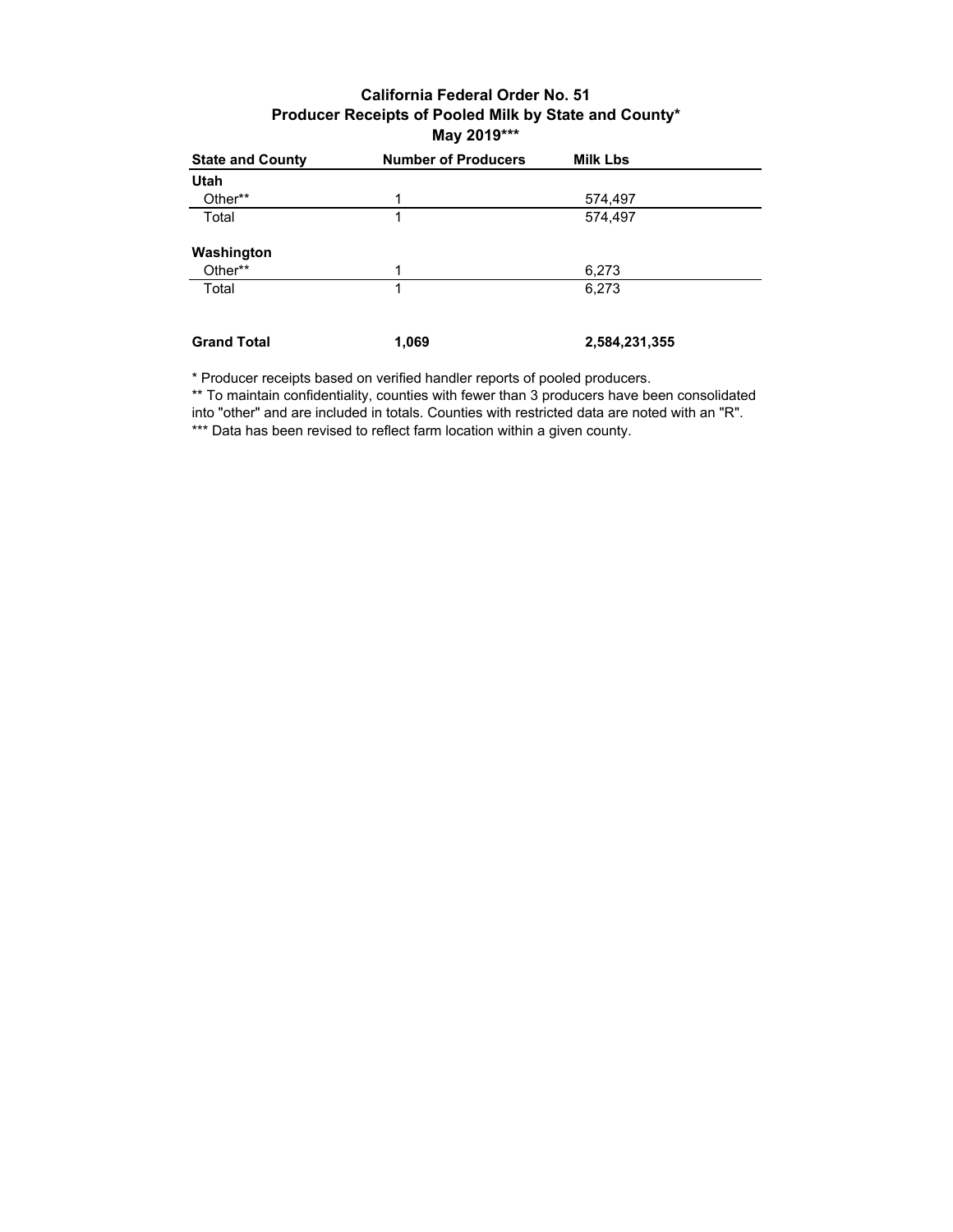## California Federal Order No. 51
## Producer Receipts of Pooled Milk by State and County*
## May 2019***

| State and County | Number of Producers | Milk Lbs |
|---|---|---|
| **Utah** | | |
| Other** | 1 | 574,497 |
| Total | 1 | 574,497 |
| | | |
| **Washington** | | |
| Other** | 1 | 6,273 |
| Total | 1 | 6,273 |
| | | |
| **Grand Total** | **1,069** | **2,584,231,355** |

* Producer receipts based on verified handler reports of pooled producers.

** To maintain confidentiality, counties with fewer than 3 producers have been consolidated into "other" and are included in totals. Counties with restricted data are noted with an "R".

*** Data has been revised to reflect farm location within a given county.